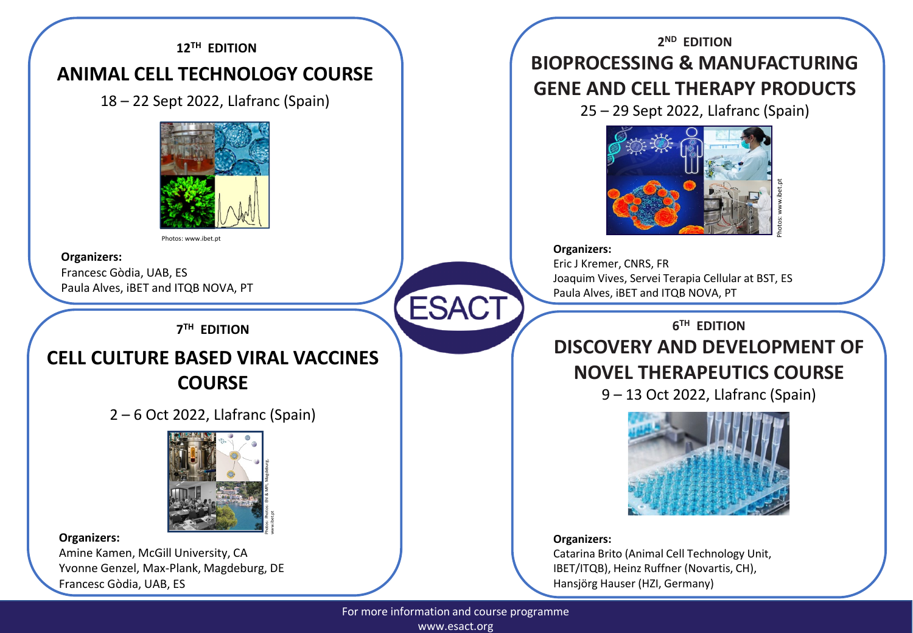ESACT

## 12TH EDITION

# ANIMAL CELL TECHNOLOGY COURSE

18 – 22 Sept 2022, Llafranc (Spain)

Photos: www.ibet.pt

**Organizers:**
Francesc Gòdia, UAB, ES
Paula Alves, iBET and ITQB NOVA, PT

## 2ND EDITION

# BIOPROCESSING & MANUFACTURING GENE AND CELL THERAPY PRODUCTS

25 – 29 Sept 2022, Llafranc (Spain)

Photos: www.ibet.pt

**Organizers:**
Eric J Kremer, CNRS, FR
Joaquim Vives, Servei Terapia Cellular at BST, ES
Paula Alves, iBET and ITQB NOVA, PT

## 7TH EDITION

# CELL CULTURE BASED VIRAL VACCINES COURSE

2 – 6 Oct 2022, Llafranc (Spain)

Photos: Photos: Ehl & MPI, Magdeburg, www.ibet.pt

**Organizers:**
Amine Kamen, McGill University, CA
Yvonne Genzel, Max-Plank, Magdeburg, DE
Francesc Gòdia, UAB, ES

## 6TH EDITION

# DISCOVERY AND DEVELOPMENT OF NOVEL THERAPEUTICS COURSE

9 – 13 Oct 2022, Llafranc (Spain)

**Organizers:**
Catarina Brito (Animal Cell Technology Unit, IBET/ITQB), Heinz Ruffner (Novartis, CH), Hansjörg Hauser (HZI, Germany)

For more information and course programme
www.esact.org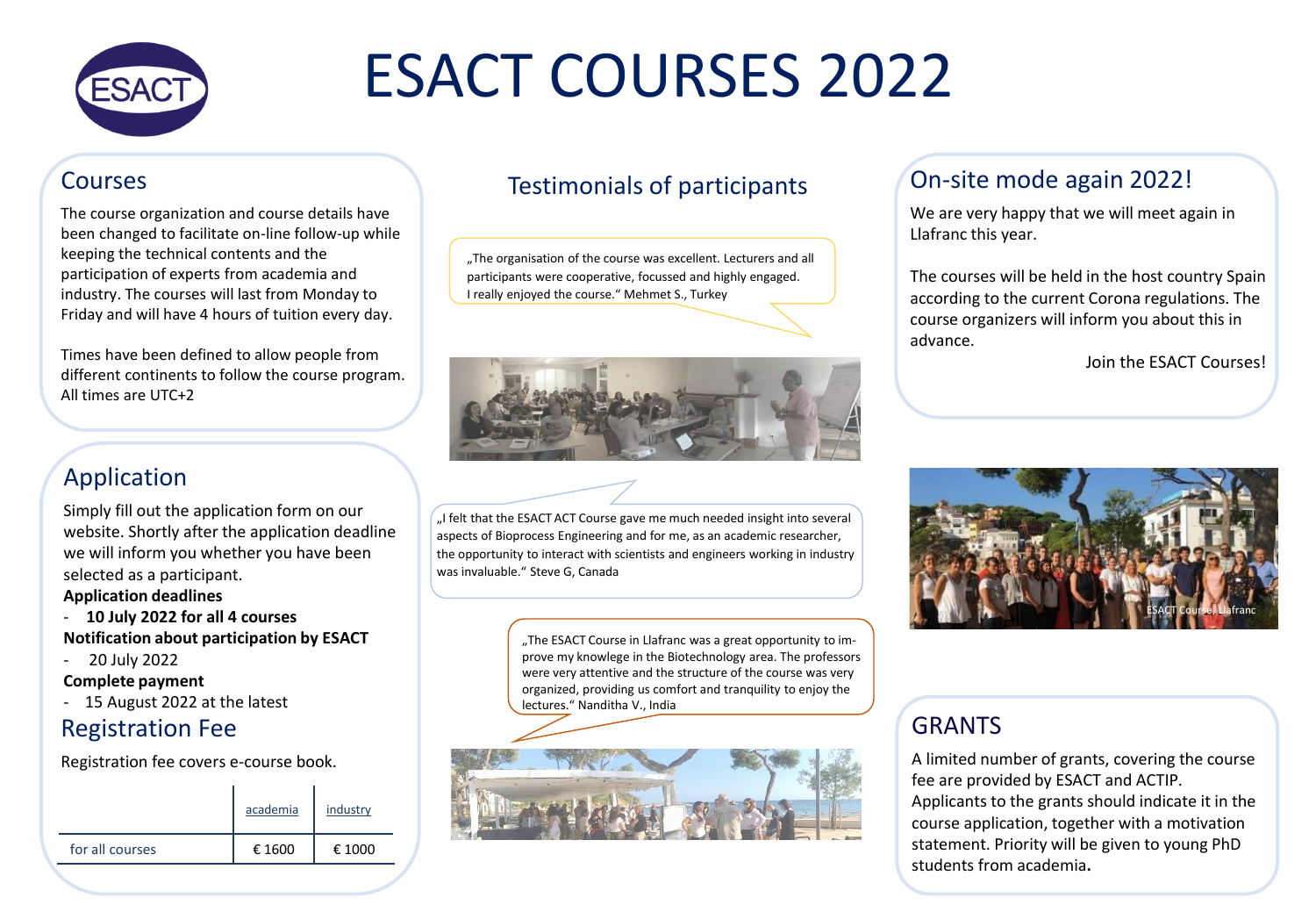# ESACT COURSES 2022

## Courses

The course organization and course details have been changed to facilitate on-line follow-up while keeping the technical contents and the participation of experts from academia and industry. The courses will last from Monday to Friday and will have 4 hours of tuition every day.

Times have been defined to allow people from different continents to follow the course program. All times are UTC+2

## Application

Simply fill out the application form on our website. Shortly after the application deadline we will inform you whether you have been selected as a participant.

**Application deadlines**

- **10 July 2022 for all 4 courses**

**Notification about participation by ESACT**

- 20 July 2022

**Complete payment**

- 15 August 2022 at the latest

## Registration Fee

Registration fee covers e-course book.

| | academia | industry |
|---|---|---|
| for all courses | € 1600 | € 1000 |

## Testimonials of participants

„The organisation of the course was excellent. Lecturers and all participants were cooperative, focussed and highly engaged. I really enjoyed the course." Mehmet S., Turkey

„I felt that the ESACT ACT Course gave me much needed insight into several aspects of Bioprocess Engineering and for me, as an academic researcher, the opportunity to interact with scientists and engineers working in industry was invaluable." Steve G, Canada

„The ESACT Course in Llafranc was a great opportunity to improve my knowlegde in the Biotechnology area. The professors were very attentive and the structure of the course was very organized, providing us comfort and tranquility to enjoy the lectures." Nanditha V., India

## On-site mode again 2022!

We are very happy that we will meet again in Llafranc this year.

The courses will be held in the host country Spain according to the current Corona regulations. The course organizers will inform you about this in advance.

Join the ESACT Courses!

ESACT Course, Llafranc

## GRANTS

A limited number of grants, covering the course fee are provided by ESACT and ACTIP. Applicants to the grants should indicate it in the course application, together with a motivation statement. Priority will be given to young PhD students from academia.